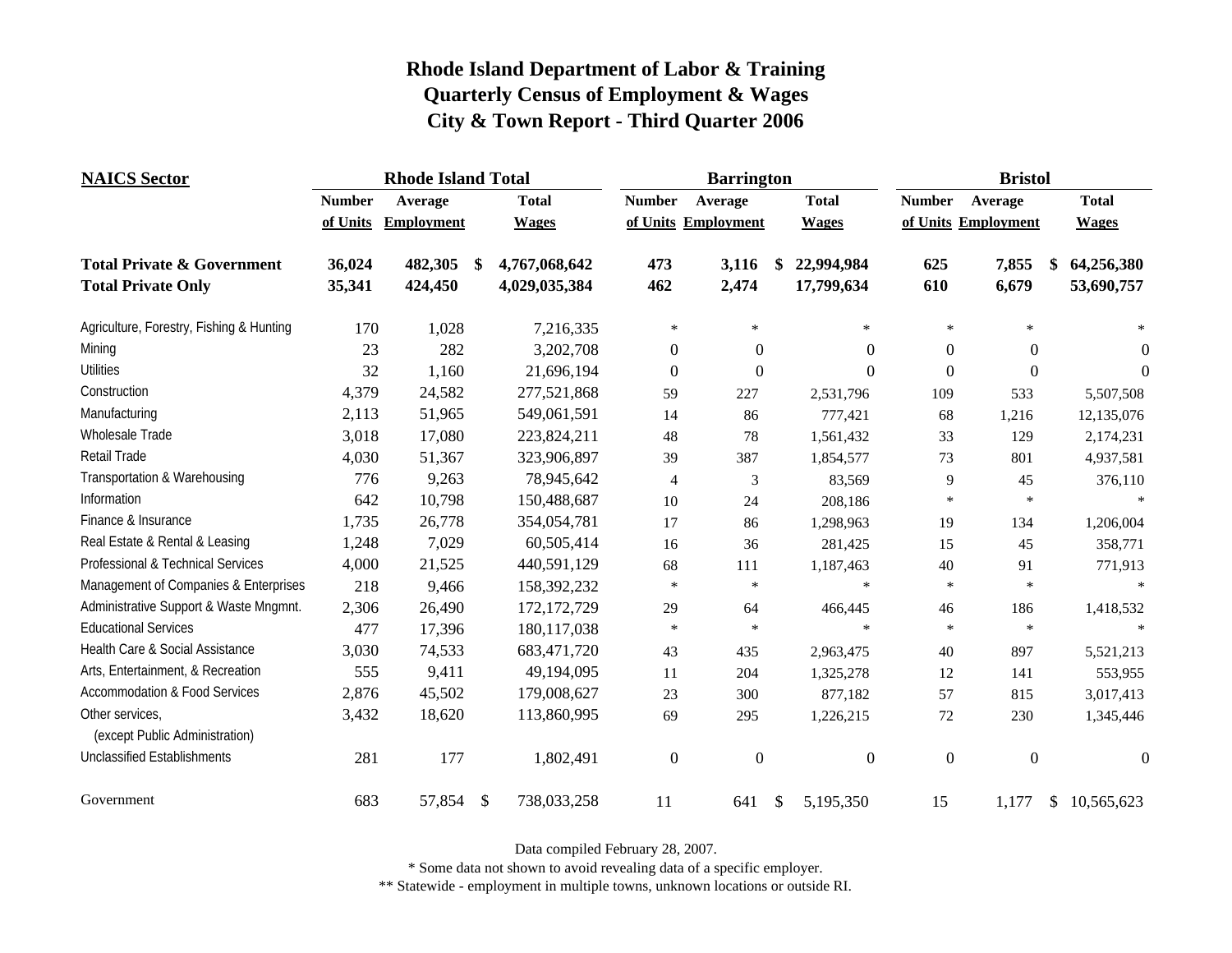# Rhode Island Department of Labor & Training
# Quarterly Census of Employment & Wages
# City & Town Report - Third Quarter 2006

| NAICS Sector | Rhode Island Total | | | Barrington | | | Bristol | | |
|---|---|---|---|---|---|---|---|---|---|
| | Number of Units | Average Employment | Total Wages | Number of Units | Average Employment | Total Wages | Number of Units | Average Employment | Total Wages |
| **Total Private & Government** | **36,024** | **482,305** | **$ 4,767,068,642** | **473** | **3,116** | **$ 22,994,984** | **625** | **7,855** | **$ 64,256,380** |
| **Total Private Only** | **35,341** | **424,450** | **4,029,035,384** | **462** | **2,474** | **17,799,634** | **610** | **6,679** | **53,690,757** |
| Agriculture, Forestry, Fishing & Hunting | 170 | 1,028 | 7,216,335 | * | * | * | * | * | * |
| Mining | 23 | 282 | 3,202,708 | 0 | 0 | 0 | 0 | 0 | 0 |
| Utilities | 32 | 1,160 | 21,696,194 | 0 | 0 | 0 | 0 | 0 | 0 |
| Construction | 4,379 | 24,582 | 277,521,868 | 59 | 227 | 2,531,796 | 109 | 533 | 5,507,508 |
| Manufacturing | 2,113 | 51,965 | 549,061,591 | 14 | 86 | 777,421 | 68 | 1,216 | 12,135,076 |
| Wholesale Trade | 3,018 | 17,080 | 223,824,211 | 48 | 78 | 1,561,432 | 33 | 129 | 2,174,231 |
| Retail Trade | 4,030 | 51,367 | 323,906,897 | 39 | 387 | 1,854,577 | 73 | 801 | 4,937,581 |
| Transportation & Warehousing | 776 | 9,263 | 78,945,642 | 4 | 3 | 83,569 | 9 | 45 | 376,110 |
| Information | 642 | 10,798 | 150,488,687 | 10 | 24 | 208,186 | * | * | * |
| Finance & Insurance | 1,735 | 26,778 | 354,054,781 | 17 | 86 | 1,298,963 | 19 | 134 | 1,206,004 |
| Real Estate & Rental & Leasing | 1,248 | 7,029 | 60,505,414 | 16 | 36 | 281,425 | 15 | 45 | 358,771 |
| Professional & Technical Services | 4,000 | 21,525 | 440,591,129 | 68 | 111 | 1,187,463 | 40 | 91 | 771,913 |
| Management of Companies & Enterprises | 218 | 9,466 | 158,392,232 | * | * | * | * | * | * |
| Administrative Support & Waste Mngmnt. | 2,306 | 26,490 | 172,172,729 | 29 | 64 | 466,445 | 46 | 186 | 1,418,532 |
| Educational Services | 477 | 17,396 | 180,117,038 | * | * | * | * | * | * |
| Health Care & Social Assistance | 3,030 | 74,533 | 683,471,720 | 43 | 435 | 2,963,475 | 40 | 897 | 5,521,213 |
| Arts, Entertainment, & Recreation | 555 | 9,411 | 49,194,095 | 11 | 204 | 1,325,278 | 12 | 141 | 553,955 |
| Accommodation & Food Services | 2,876 | 45,502 | 179,008,627 | 23 | 300 | 877,182 | 57 | 815 | 3,017,413 |
| Other services, (except Public Administration) | 3,432 | 18,620 | 113,860,995 | 69 | 295 | 1,226,215 | 72 | 230 | 1,345,446 |
| Unclassified Establishments | 281 | 177 | 1,802,491 | 0 | 0 | 0 | 0 | 0 | 0 |
| Government | 683 | 57,854 | $ 738,033,258 | 11 | 641 | $ 5,195,350 | 15 | 1,177 | $ 10,565,623 |

Data compiled February 28, 2007.

* Some data not shown to avoid revealing data of a specific employer.

** Statewide - employment in multiple towns, unknown locations or outside RI.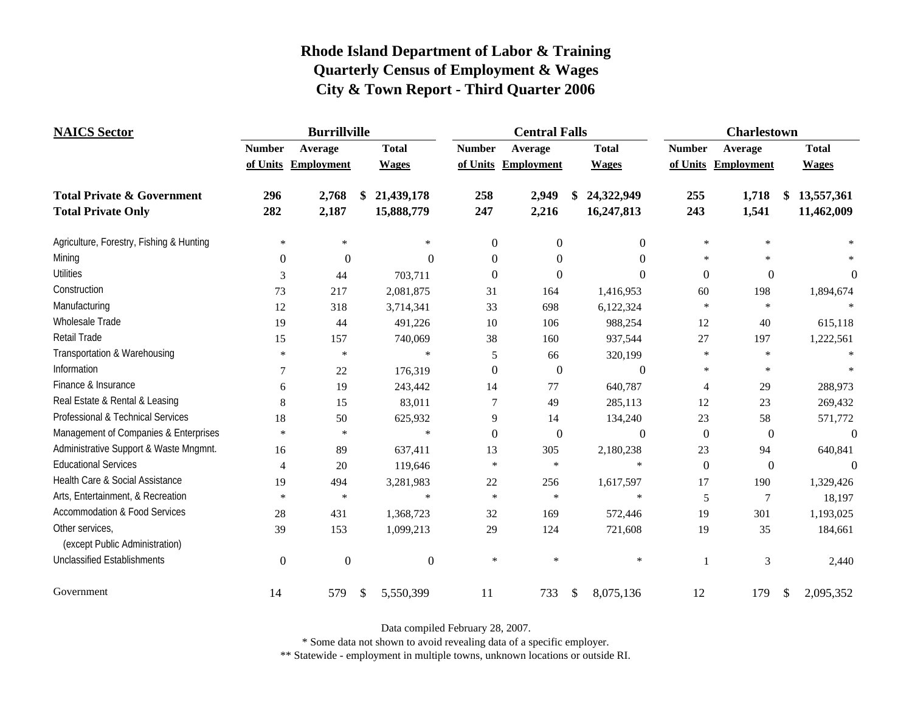# Rhode Island Department of Labor & Training
## Quarterly Census of Employment & Wages
## City & Town Report - Third Quarter 2006

| NAICS Sector | Burrillville | | | Central Falls | | | Charlestown | | |
|---|---|---|---|---|---|---|---|---|---|
| | Number of Units | Average Employment | Total Wages | Number of Units | Average Employment | Total Wages | Number of Units | Average Employment | Total Wages |
| **Total Private & Government** | **296** | **2,768** | **$ 21,439,178** | **258** | **2,949** | **$ 24,322,949** | **255** | **1,718** | **$ 13,557,361** |
| **Total Private Only** | **282** | **2,187** | **15,888,779** | **247** | **2,216** | **16,247,813** | **243** | **1,541** | **11,462,009** |
| Agriculture, Forestry, Fishing & Hunting | * | * | * | 0 | 0 | 0 | * | * | * |
| Mining | 0 | 0 | 0 | 0 | 0 | 0 | * | * | * |
| Utilities | 3 | 44 | 703,711 | 0 | 0 | 0 | 0 | 0 | 0 |
| Construction | 73 | 217 | 2,081,875 | 31 | 164 | 1,416,953 | 60 | 198 | 1,894,674 |
| Manufacturing | 12 | 318 | 3,714,341 | 33 | 698 | 6,122,324 | * | * | * |
| Wholesale Trade | 19 | 44 | 491,226 | 10 | 106 | 988,254 | 12 | 40 | 615,118 |
| Retail Trade | 15 | 157 | 740,069 | 38 | 160 | 937,544 | 27 | 197 | 1,222,561 |
| Transportation & Warehousing | * | * | * | 5 | 66 | 320,199 | * | * | * |
| Information | 7 | 22 | 176,319 | 0 | 0 | 0 | * | * | * |
| Finance & Insurance | 6 | 19 | 243,442 | 14 | 77 | 640,787 | 4 | 29 | 288,973 |
| Real Estate & Rental & Leasing | 8 | 15 | 83,011 | 7 | 49 | 285,113 | 12 | 23 | 269,432 |
| Professional & Technical Services | 18 | 50 | 625,932 | 9 | 14 | 134,240 | 23 | 58 | 571,772 |
| Management of Companies & Enterprises | * | * | * | 0 | 0 | 0 | 0 | 0 | 0 |
| Administrative Support & Waste Mngmnt. | 16 | 89 | 637,411 | 13 | 305 | 2,180,238 | 23 | 94 | 640,841 |
| Educational Services | 4 | 20 | 119,646 | * | * | * | 0 | 0 | 0 |
| Health Care & Social Assistance | 19 | 494 | 3,281,983 | 22 | 256 | 1,617,597 | 17 | 190 | 1,329,426 |
| Arts, Entertainment, & Recreation | * | * | * | * | * | * | 5 | 7 | 18,197 |
| Accommodation & Food Services | 28 | 431 | 1,368,723 | 32 | 169 | 572,446 | 19 | 301 | 1,193,025 |
| Other services, (except Public Administration) | 39 | 153 | 1,099,213 | 29 | 124 | 721,608 | 19 | 35 | 184,661 |
| Unclassified Establishments | 0 | 0 | 0 | * | * | * | 1 | 3 | 2,440 |
| Government | 14 | 579 | $ 5,550,399 | 11 | 733 | $ 8,075,136 | 12 | 179 | $ 2,095,352 |

Data compiled February 28, 2007.

* Some data not shown to avoid revealing data of a specific employer.

** Statewide - employment in multiple towns, unknown locations or outside RI.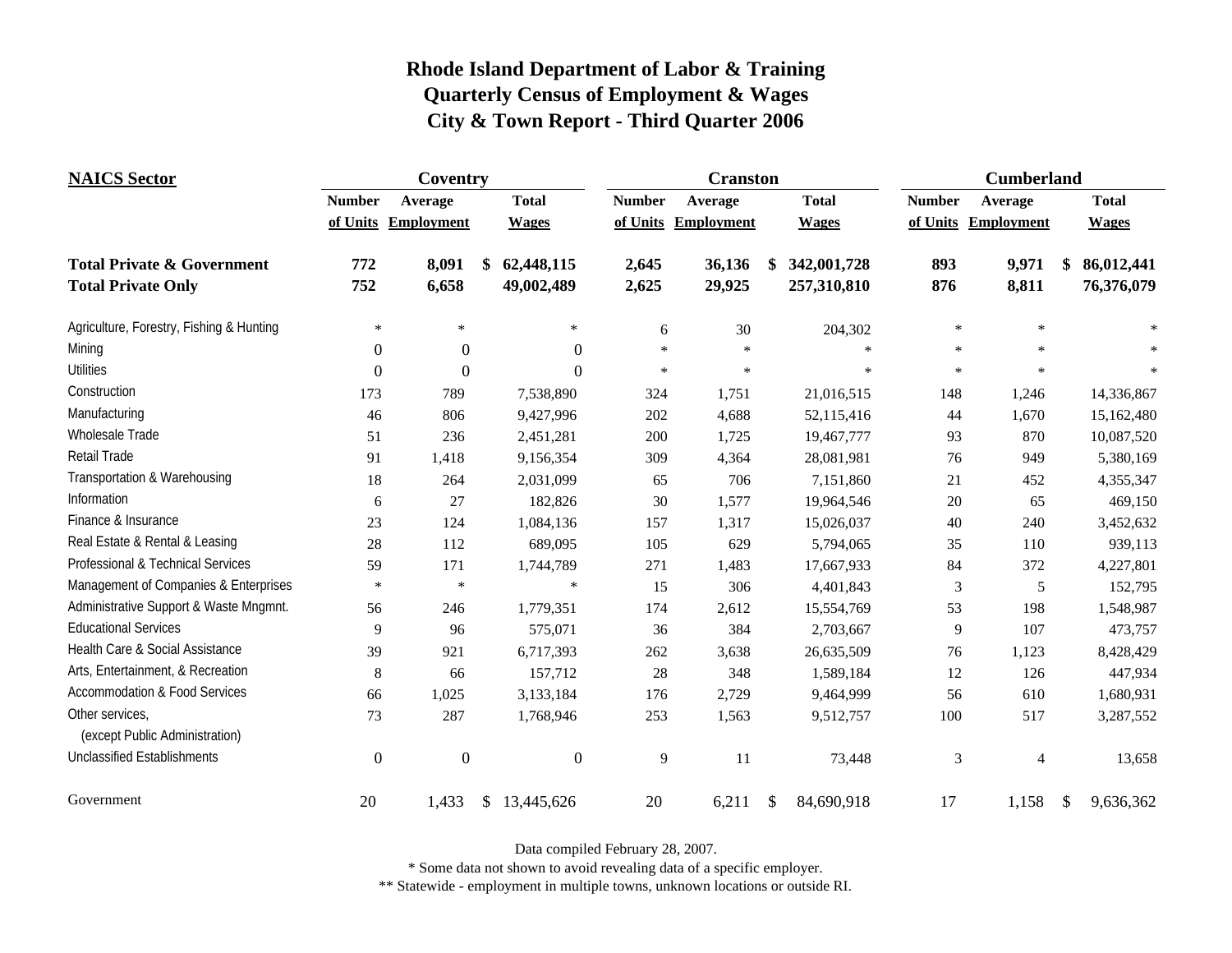# Rhode Island Department of Labor & Training
## Quarterly Census of Employment & Wages
## City & Town Report - Third Quarter 2006

| NAICS Sector | Coventry | | | Cranston | | | Cumberland | | |
|---|---|---|---|---|---|---|---|---|---|
| | Number of Units | Average Employment | Total Wages | Number of Units | Average Employment | Total Wages | Number of Units | Average Employment | Total Wages |
| **Total Private & Government** | **772** | **8,091** | **$ 62,448,115** | **2,645** | **36,136** | **$ 342,001,728** | **893** | **9,971** | **$ 86,012,441** |
| **Total Private Only** | **752** | **6,658** | **49,002,489** | **2,625** | **29,925** | **257,310,810** | **876** | **8,811** | **76,376,079** |
| Agriculture, Forestry, Fishing & Hunting | * | * | * | 6 | 30 | 204,302 | * | * | * |
| Mining | 0 | 0 | 0 | * | * | * | * | * | * |
| Utilities | 0 | 0 | 0 | * | * | * | * | * | * |
| Construction | 173 | 789 | 7,538,890 | 324 | 1,751 | 21,016,515 | 148 | 1,246 | 14,336,867 |
| Manufacturing | 46 | 806 | 9,427,996 | 202 | 4,688 | 52,115,416 | 44 | 1,670 | 15,162,480 |
| Wholesale Trade | 51 | 236 | 2,451,281 | 200 | 1,725 | 19,467,777 | 93 | 870 | 10,087,520 |
| Retail Trade | 91 | 1,418 | 9,156,354 | 309 | 4,364 | 28,081,981 | 76 | 949 | 5,380,169 |
| Transportation & Warehousing | 18 | 264 | 2,031,099 | 65 | 706 | 7,151,860 | 21 | 452 | 4,355,347 |
| Information | 6 | 27 | 182,826 | 30 | 1,577 | 19,964,546 | 20 | 65 | 469,150 |
| Finance & Insurance | 23 | 124 | 1,084,136 | 157 | 1,317 | 15,026,037 | 40 | 240 | 3,452,632 |
| Real Estate & Rental & Leasing | 28 | 112 | 689,095 | 105 | 629 | 5,794,065 | 35 | 110 | 939,113 |
| Professional & Technical Services | 59 | 171 | 1,744,789 | 271 | 1,483 | 17,667,933 | 84 | 372 | 4,227,801 |
| Management of Companies & Enterprises | * | * | * | 15 | 306 | 4,401,843 | 3 | 5 | 152,795 |
| Administrative Support & Waste Mngmnt. | 56 | 246 | 1,779,351 | 174 | 2,612 | 15,554,769 | 53 | 198 | 1,548,987 |
| Educational Services | 9 | 96 | 575,071 | 36 | 384 | 2,703,667 | 9 | 107 | 473,757 |
| Health Care & Social Assistance | 39 | 921 | 6,717,393 | 262 | 3,638 | 26,635,509 | 76 | 1,123 | 8,428,429 |
| Arts, Entertainment, & Recreation | 8 | 66 | 157,712 | 28 | 348 | 1,589,184 | 12 | 126 | 447,934 |
| Accommodation & Food Services | 66 | 1,025 | 3,133,184 | 176 | 2,729 | 9,464,999 | 56 | 610 | 1,680,931 |
| Other services, (except Public Administration) | 73 | 287 | 1,768,946 | 253 | 1,563 | 9,512,757 | 100 | 517 | 3,287,552 |
| Unclassified Establishments | 0 | 0 | 0 | 9 | 11 | 73,448 | 3 | 4 | 13,658 |
| Government | 20 | 1,433 | $ 13,445,626 | 20 | 6,211 | $ 84,690,918 | 17 | 1,158 | $ 9,636,362 |

Data compiled February 28, 2007.

* Some data not shown to avoid revealing data of a specific employer.

** Statewide - employment in multiple towns, unknown locations or outside RI.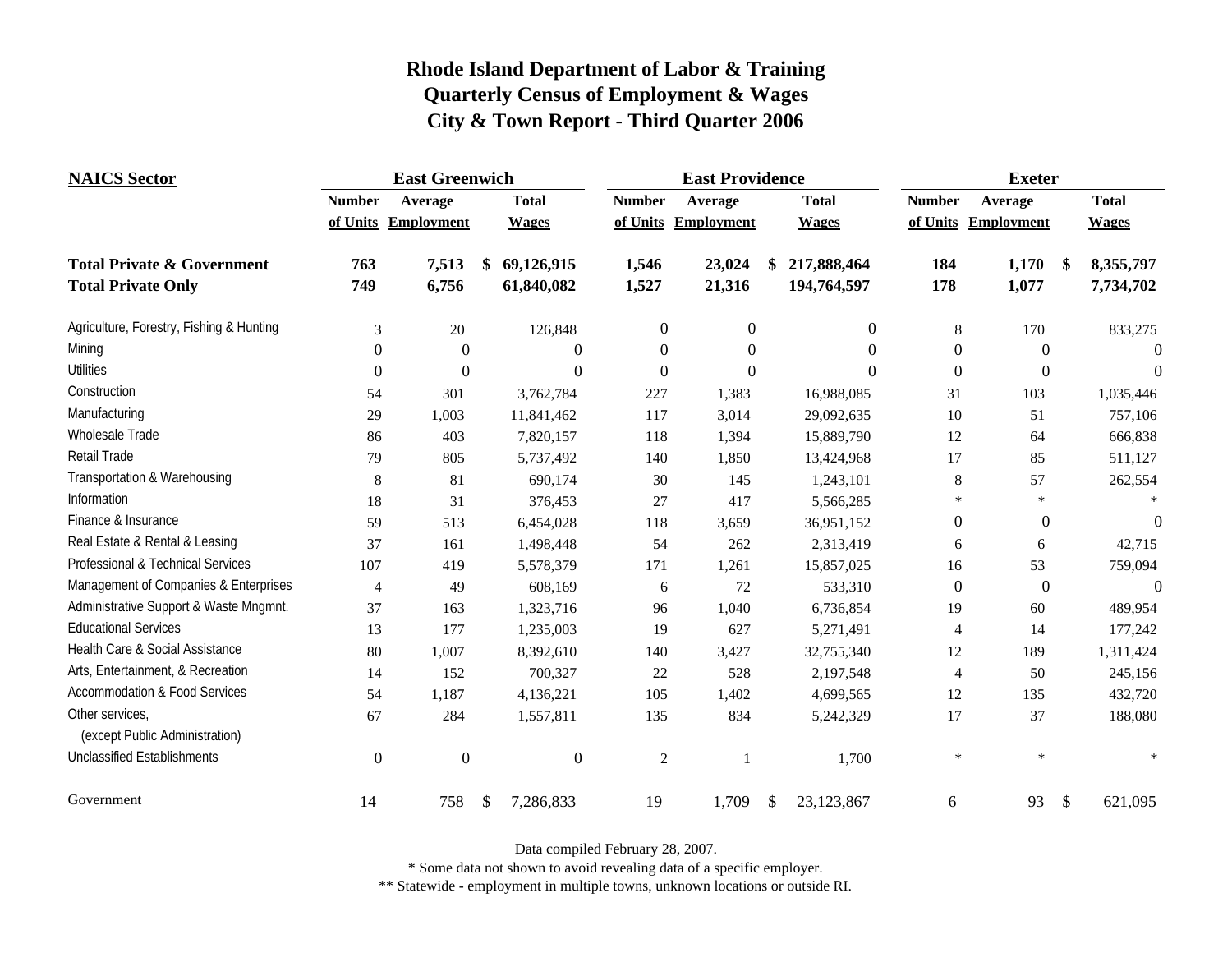# Rhode Island Department of Labor & Training
## Quarterly Census of Employment & Wages
## City & Town Report - Third Quarter 2006

| NAICS Sector | East Greenwich | | | East Providence | | | Exeter | | |
|---|---|---|---|---|---|---|---|---|---|
| | Number of Units | Average Employment | Total Wages | Number of Units | Average Employment | Total Wages | Number of Units | Average Employment | Total Wages |
| **Total Private & Government** | **763** | **7,513** | **$ 69,126,915** | **1,546** | **23,024** | **$ 217,888,464** | **184** | **1,170** | **$ 8,355,797** |
| **Total Private Only** | **749** | **6,756** | **61,840,082** | **1,527** | **21,316** | **194,764,597** | **178** | **1,077** | **7,734,702** |
| Agriculture, Forestry, Fishing & Hunting | 3 | 20 | 126,848 | 0 | 0 | 0 | 8 | 170 | 833,275 |
| Mining | 0 | 0 | 0 | 0 | 0 | 0 | 0 | 0 | 0 |
| Utilities | 0 | 0 | 0 | 0 | 0 | 0 | 0 | 0 | 0 |
| Construction | 54 | 301 | 3,762,784 | 227 | 1,383 | 16,988,085 | 31 | 103 | 1,035,446 |
| Manufacturing | 29 | 1,003 | 11,841,462 | 117 | 3,014 | 29,092,635 | 10 | 51 | 757,106 |
| Wholesale Trade | 86 | 403 | 7,820,157 | 118 | 1,394 | 15,889,790 | 12 | 64 | 666,838 |
| Retail Trade | 79 | 805 | 5,737,492 | 140 | 1,850 | 13,424,968 | 17 | 85 | 511,127 |
| Transportation & Warehousing | 8 | 81 | 690,174 | 30 | 145 | 1,243,101 | 8 | 57 | 262,554 |
| Information | 18 | 31 | 376,453 | 27 | 417 | 5,566,285 | * | * | * |
| Finance & Insurance | 59 | 513 | 6,454,028 | 118 | 3,659 | 36,951,152 | 0 | 0 | 0 |
| Real Estate & Rental & Leasing | 37 | 161 | 1,498,448 | 54 | 262 | 2,313,419 | 6 | 6 | 42,715 |
| Professional & Technical Services | 107 | 419 | 5,578,379 | 171 | 1,261 | 15,857,025 | 16 | 53 | 759,094 |
| Management of Companies & Enterprises | 4 | 49 | 608,169 | 6 | 72 | 533,310 | 0 | 0 | 0 |
| Administrative Support & Waste Mngmnt. | 37 | 163 | 1,323,716 | 96 | 1,040 | 6,736,854 | 19 | 60 | 489,954 |
| Educational Services | 13 | 177 | 1,235,003 | 19 | 627 | 5,271,491 | 4 | 14 | 177,242 |
| Health Care & Social Assistance | 80 | 1,007 | 8,392,610 | 140 | 3,427 | 32,755,340 | 12 | 189 | 1,311,424 |
| Arts, Entertainment, & Recreation | 14 | 152 | 700,327 | 22 | 528 | 2,197,548 | 4 | 50 | 245,156 |
| Accommodation & Food Services | 54 | 1,187 | 4,136,221 | 105 | 1,402 | 4,699,565 | 12 | 135 | 432,720 |
| Other services, (except Public Administration) | 67 | 284 | 1,557,811 | 135 | 834 | 5,242,329 | 17 | 37 | 188,080 |
| Unclassified Establishments | 0 | 0 | 0 | 2 | 1 | 1,700 | * | * | * |
| Government | 14 | 758 | $ 7,286,833 | 19 | 1,709 | $ 23,123,867 | 6 | 93 | $ 621,095 |

Data compiled February 28, 2007.

\* Some data not shown to avoid revealing data of a specific employer.

\*\* Statewide - employment in multiple towns, unknown locations or outside RI.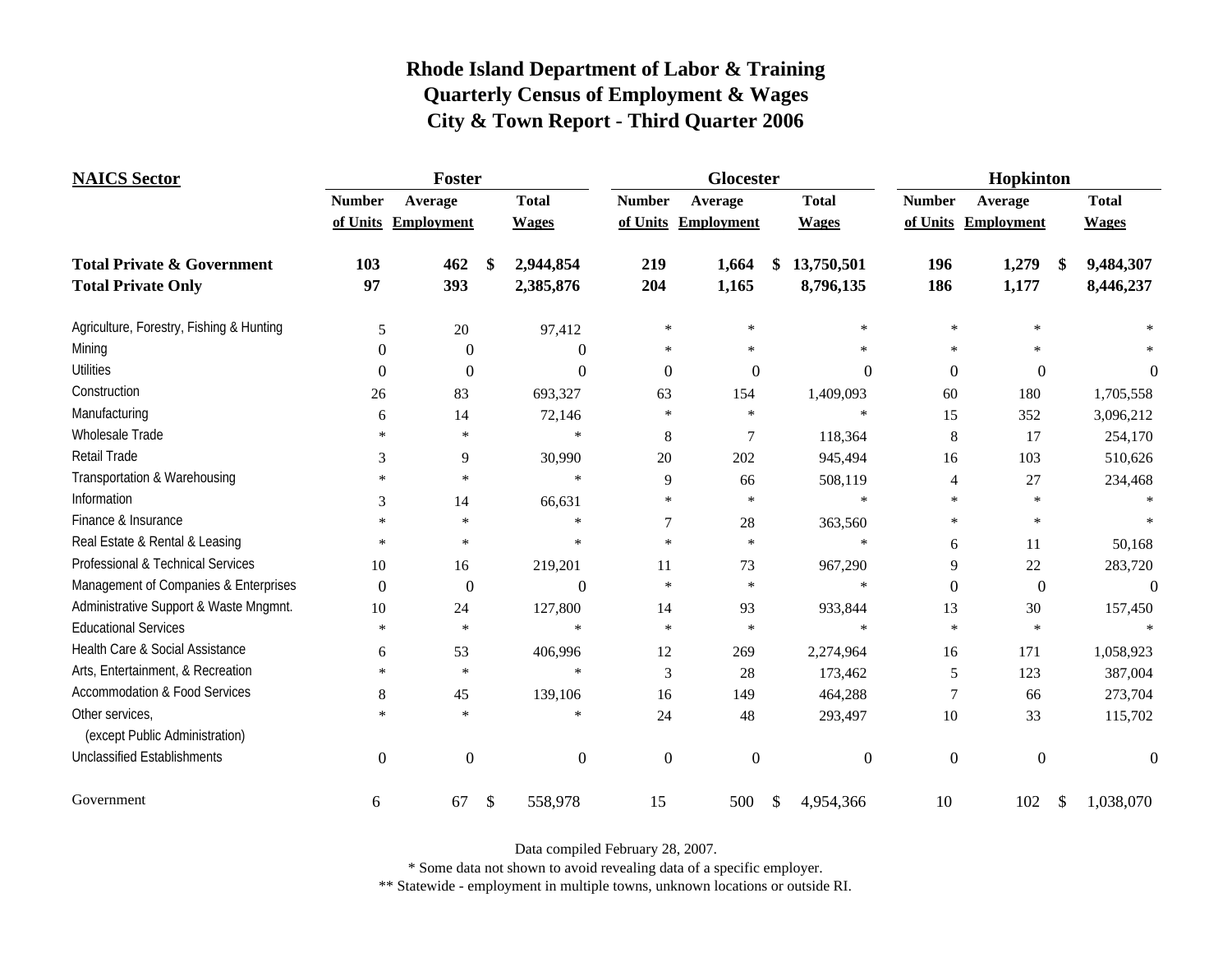# Rhode Island Department of Labor & Training
## Quarterly Census of Employment & Wages
## City & Town Report - Third Quarter 2006

| NAICS Sector | Foster | | | Glocester | | | Hopkinton | | |
|---|---|---|---|---|---|---|---|---|---|
| | Number of Units | Average Employment | Total Wages | Number of Units | Average Employment | Total Wages | Number of Units | Average Employment | Total Wages |
| **Total Private & Government** | **103** | **462** | **$ 2,944,854** | **219** | **1,664** | **$ 13,750,501** | **196** | **1,279** | **$ 9,484,307** |
| **Total Private Only** | **97** | **393** | **2,385,876** | **204** | **1,165** | **8,796,135** | **186** | **1,177** | **8,446,237** |
| Agriculture, Forestry, Fishing & Hunting | 5 | 20 | 97,412 | * | * | * | * | * | * |
| Mining | 0 | 0 | 0 | * | * | * | * | * | * |
| Utilities | 0 | 0 | 0 | 0 | 0 | 0 | 0 | 0 | 0 |
| Construction | 26 | 83 | 693,327 | 63 | 154 | 1,409,093 | 60 | 180 | 1,705,558 |
| Manufacturing | 6 | 14 | 72,146 | * | * | * | 15 | 352 | 3,096,212 |
| Wholesale Trade | * | * | * | 8 | 7 | 118,364 | 8 | 17 | 254,170 |
| Retail Trade | 3 | 9 | 30,990 | 20 | 202 | 945,494 | 16 | 103 | 510,626 |
| Transportation & Warehousing | * | * | * | 9 | 66 | 508,119 | 4 | 27 | 234,468 |
| Information | 3 | 14 | 66,631 | * | * | * | * | * | * |
| Finance & Insurance | * | * | * | 7 | 28 | 363,560 | * | * | * |
| Real Estate & Rental & Leasing | * | * | * | * | * | * | 6 | 11 | 50,168 |
| Professional & Technical Services | 10 | 16 | 219,201 | 11 | 73 | 967,290 | 9 | 22 | 283,720 |
| Management of Companies & Enterprises | 0 | 0 | 0 | * | * | * | 0 | 0 | 0 |
| Administrative Support & Waste Mngmnt. | 10 | 24 | 127,800 | 14 | 93 | 933,844 | 13 | 30 | 157,450 |
| Educational Services | * | * | * | * | * | * | * | * | * |
| Health Care & Social Assistance | 6 | 53 | 406,996 | 12 | 269 | 2,274,964 | 16 | 171 | 1,058,923 |
| Arts, Entertainment, & Recreation | * | * | * | 3 | 28 | 173,462 | 5 | 123 | 387,004 |
| Accommodation & Food Services | 8 | 45 | 139,106 | 16 | 149 | 464,288 | 7 | 66 | 273,704 |
| Other services, (except Public Administration) | * | * | * | 24 | 48 | 293,497 | 10 | 33 | 115,702 |
| Unclassified Establishments | 0 | 0 | 0 | 0 | 0 | 0 | 0 | 0 | 0 |
| Government | 6 | 67 | $ 558,978 | 15 | 500 | $ 4,954,366 | 10 | 102 | $ 1,038,070 |

Data compiled February 28, 2007.

* Some data not shown to avoid revealing data of a specific employer.

** Statewide - employment in multiple towns, unknown locations or outside RI.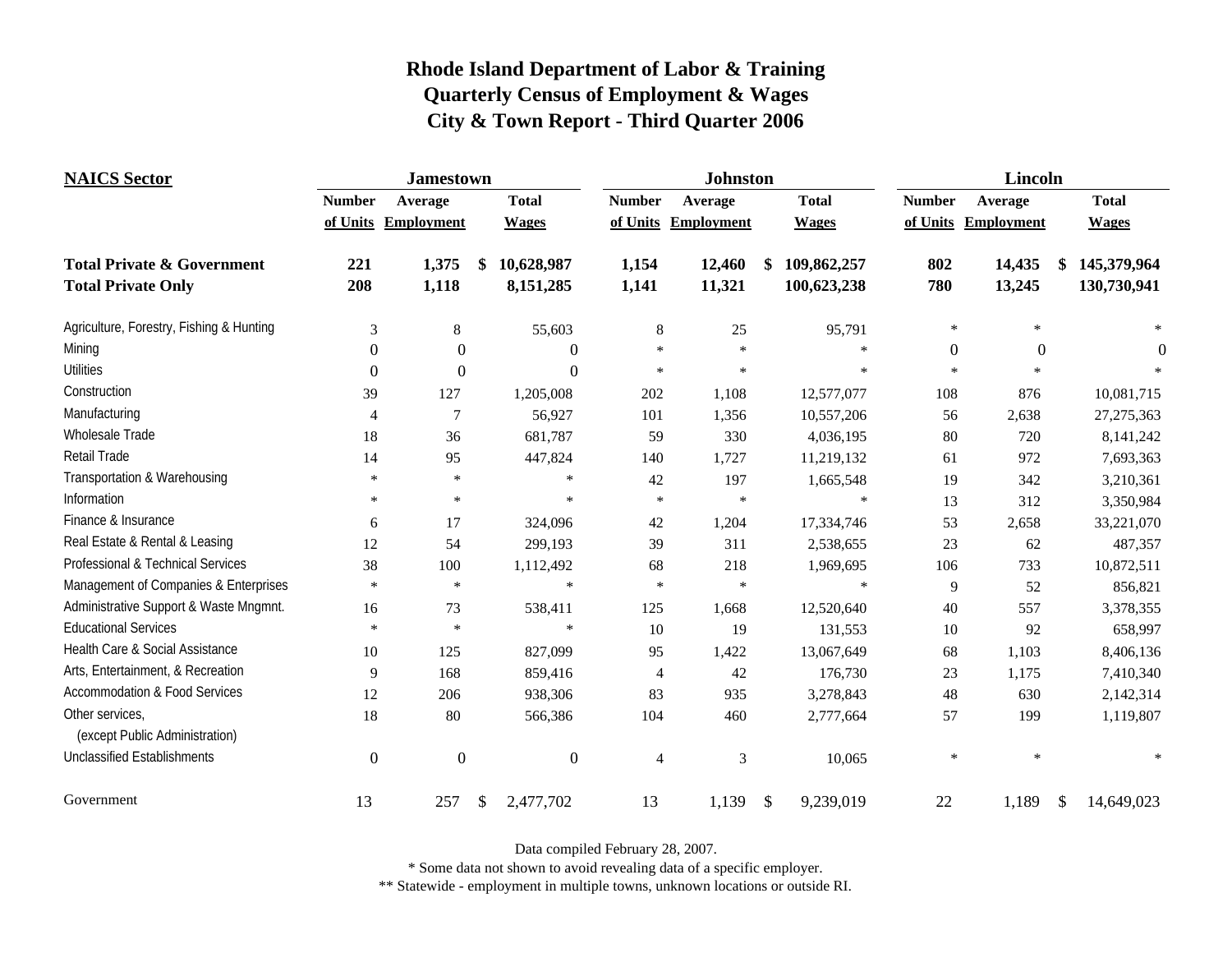# Rhode Island Department of Labor & Training
## Quarterly Census of Employment & Wages
## City & Town Report - Third Quarter 2006

| NAICS Sector | Jamestown | | | Johnston | | | Lincoln | | |
|---|---|---|---|---|---|---|---|---|---|
| | Number of Units | Average Employment | Total Wages | Number of Units | Average Employment | Total Wages | Number of Units | Average Employment | Total Wages |
| **Total Private & Government** | **221** | **1,375** | **$ 10,628,987** | **1,154** | **12,460** | **$ 109,862,257** | **802** | **14,435** | **$ 145,379,964** |
| **Total Private Only** | **208** | **1,118** | **8,151,285** | **1,141** | **11,321** | **100,623,238** | **780** | **13,245** | **130,730,941** |
| Agriculture, Forestry, Fishing & Hunting | 3 | 8 | 55,603 | 8 | 25 | 95,791 | * | * | * |
| Mining | 0 | 0 | 0 | * | * | * | 0 | 0 | 0 |
| Utilities | 0 | 0 | 0 | * | * | * | * | * | * |
| Construction | 39 | 127 | 1,205,008 | 202 | 1,108 | 12,577,077 | 108 | 876 | 10,081,715 |
| Manufacturing | 4 | 7 | 56,927 | 101 | 1,356 | 10,557,206 | 56 | 2,638 | 27,275,363 |
| Wholesale Trade | 18 | 36 | 681,787 | 59 | 330 | 4,036,195 | 80 | 720 | 8,141,242 |
| Retail Trade | 14 | 95 | 447,824 | 140 | 1,727 | 11,219,132 | 61 | 972 | 7,693,363 |
| Transportation & Warehousing | * | * | * | 42 | 197 | 1,665,548 | 19 | 342 | 3,210,361 |
| Information | * | * | * | * | * | * | 13 | 312 | 3,350,984 |
| Finance & Insurance | 6 | 17 | 324,096 | 42 | 1,204 | 17,334,746 | 53 | 2,658 | 33,221,070 |
| Real Estate & Rental & Leasing | 12 | 54 | 299,193 | 39 | 311 | 2,538,655 | 23 | 62 | 487,357 |
| Professional & Technical Services | 38 | 100 | 1,112,492 | 68 | 218 | 1,969,695 | 106 | 733 | 10,872,511 |
| Management of Companies & Enterprises | * | * | * | * | * | * | 9 | 52 | 856,821 |
| Administrative Support & Waste Mngmnt. | 16 | 73 | 538,411 | 125 | 1,668 | 12,520,640 | 40 | 557 | 3,378,355 |
| Educational Services | * | * | * | 10 | 19 | 131,553 | 10 | 92 | 658,997 |
| Health Care & Social Assistance | 10 | 125 | 827,099 | 95 | 1,422 | 13,067,649 | 68 | 1,103 | 8,406,136 |
| Arts, Entertainment, & Recreation | 9 | 168 | 859,416 | 4 | 42 | 176,730 | 23 | 1,175 | 7,410,340 |
| Accommodation & Food Services | 12 | 206 | 938,306 | 83 | 935 | 3,278,843 | 48 | 630 | 2,142,314 |
| Other services, (except Public Administration) | 18 | 80 | 566,386 | 104 | 460 | 2,777,664 | 57 | 199 | 1,119,807 |
| Unclassified Establishments | 0 | 0 | 0 | 4 | 3 | 10,065 | * | * | * |
| Government | 13 | 257 | $ 2,477,702 | 13 | 1,139 | $ 9,239,019 | 22 | 1,189 | $ 14,649,023 |

Data compiled February 28, 2007.

* Some data not shown to avoid revealing data of a specific employer.

** Statewide - employment in multiple towns, unknown locations or outside RI.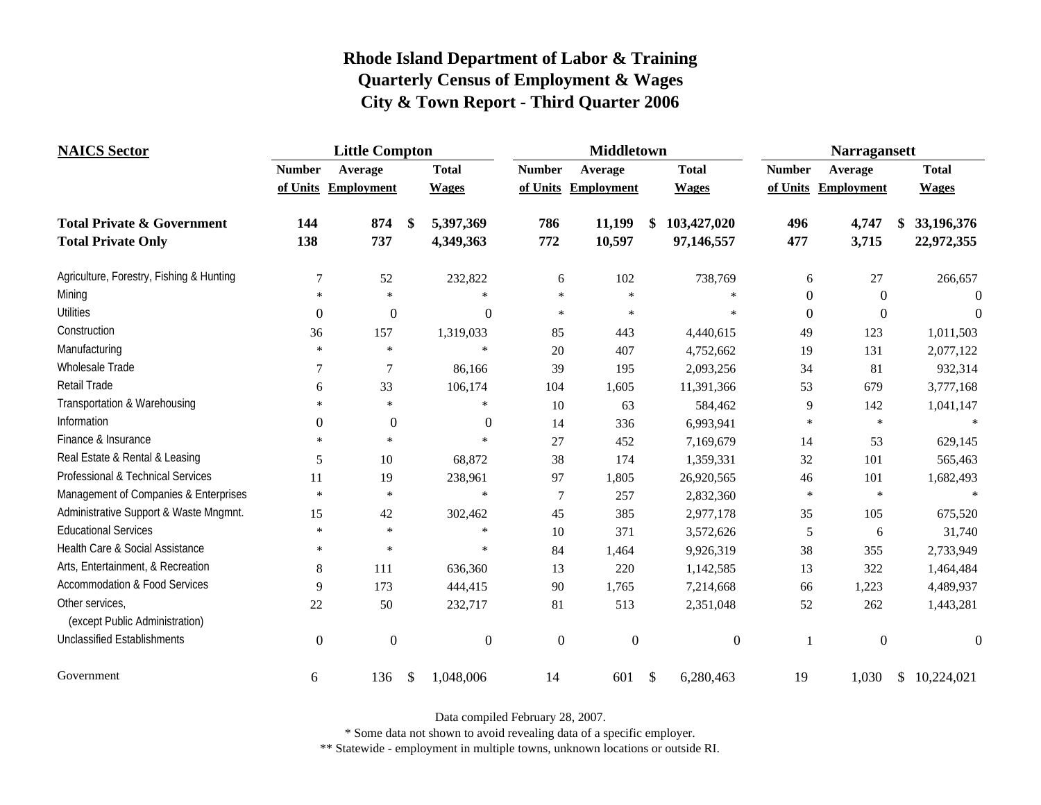# Rhode Island Department of Labor & Training
## Quarterly Census of Employment & Wages
## City & Town Report - Third Quarter 2006

| NAICS Sector | Little Compton | | | Middletown | | | Narragansett | | |
|---|---|---|---|---|---|---|---|---|---|
| | Number of Units | Average Employment | Total Wages | Number of Units | Average Employment | Total Wages | Number of Units | Average Employment | Total Wages |
| **Total Private & Government** | **144** | **874** | **$ 5,397,369** | **786** | **11,199** | **$ 103,427,020** | **496** | **4,747** | **$ 33,196,376** |
| **Total Private Only** | **138** | **737** | **4,349,363** | **772** | **10,597** | **97,146,557** | **477** | **3,715** | **22,972,355** |
| Agriculture, Forestry, Fishing & Hunting | 7 | 52 | 232,822 | 6 | 102 | 738,769 | 6 | 27 | 266,657 |
| Mining | * | * | * | * | * | * | 0 | 0 | 0 |
| Utilities | 0 | 0 | 0 | * | * | * | 0 | 0 | 0 |
| Construction | 36 | 157 | 1,319,033 | 85 | 443 | 4,440,615 | 49 | 123 | 1,011,503 |
| Manufacturing | * | * | * | 20 | 407 | 4,752,662 | 19 | 131 | 2,077,122 |
| Wholesale Trade | 7 | 7 | 86,166 | 39 | 195 | 2,093,256 | 34 | 81 | 932,314 |
| Retail Trade | 6 | 33 | 106,174 | 104 | 1,605 | 11,391,366 | 53 | 679 | 3,777,168 |
| Transportation & Warehousing | * | * | * | 10 | 63 | 584,462 | 9 | 142 | 1,041,147 |
| Information | 0 | 0 | 0 | 14 | 336 | 6,993,941 | * | * | * |
| Finance & Insurance | * | * | * | 27 | 452 | 7,169,679 | 14 | 53 | 629,145 |
| Real Estate & Rental & Leasing | 5 | 10 | 68,872 | 38 | 174 | 1,359,331 | 32 | 101 | 565,463 |
| Professional & Technical Services | 11 | 19 | 238,961 | 97 | 1,805 | 26,920,565 | 46 | 101 | 1,682,493 |
| Management of Companies & Enterprises | * | * | * | 7 | 257 | 2,832,360 | * | * | * |
| Administrative Support & Waste Mngmnt. | 15 | 42 | 302,462 | 45 | 385 | 2,977,178 | 35 | 105 | 675,520 |
| Educational Services | * | * | * | 10 | 371 | 3,572,626 | 5 | 6 | 31,740 |
| Health Care & Social Assistance | * | * | * | 84 | 1,464 | 9,926,319 | 38 | 355 | 2,733,949 |
| Arts, Entertainment, & Recreation | 8 | 111 | 636,360 | 13 | 220 | 1,142,585 | 13 | 322 | 1,464,484 |
| Accommodation & Food Services | 9 | 173 | 444,415 | 90 | 1,765 | 7,214,668 | 66 | 1,223 | 4,489,937 |
| Other services, (except Public Administration) | 22 | 50 | 232,717 | 81 | 513 | 2,351,048 | 52 | 262 | 1,443,281 |
| Unclassified Establishments | 0 | 0 | 0 | 0 | 0 | 0 | 1 | 0 | 0 |
| Government | 6 | 136 | $ 1,048,006 | 14 | 601 | $ 6,280,463 | 19 | 1,030 | $ 10,224,021 |

Data compiled February 28, 2007.

* Some data not shown to avoid revealing data of a specific employer.

** Statewide - employment in multiple towns, unknown locations or outside RI.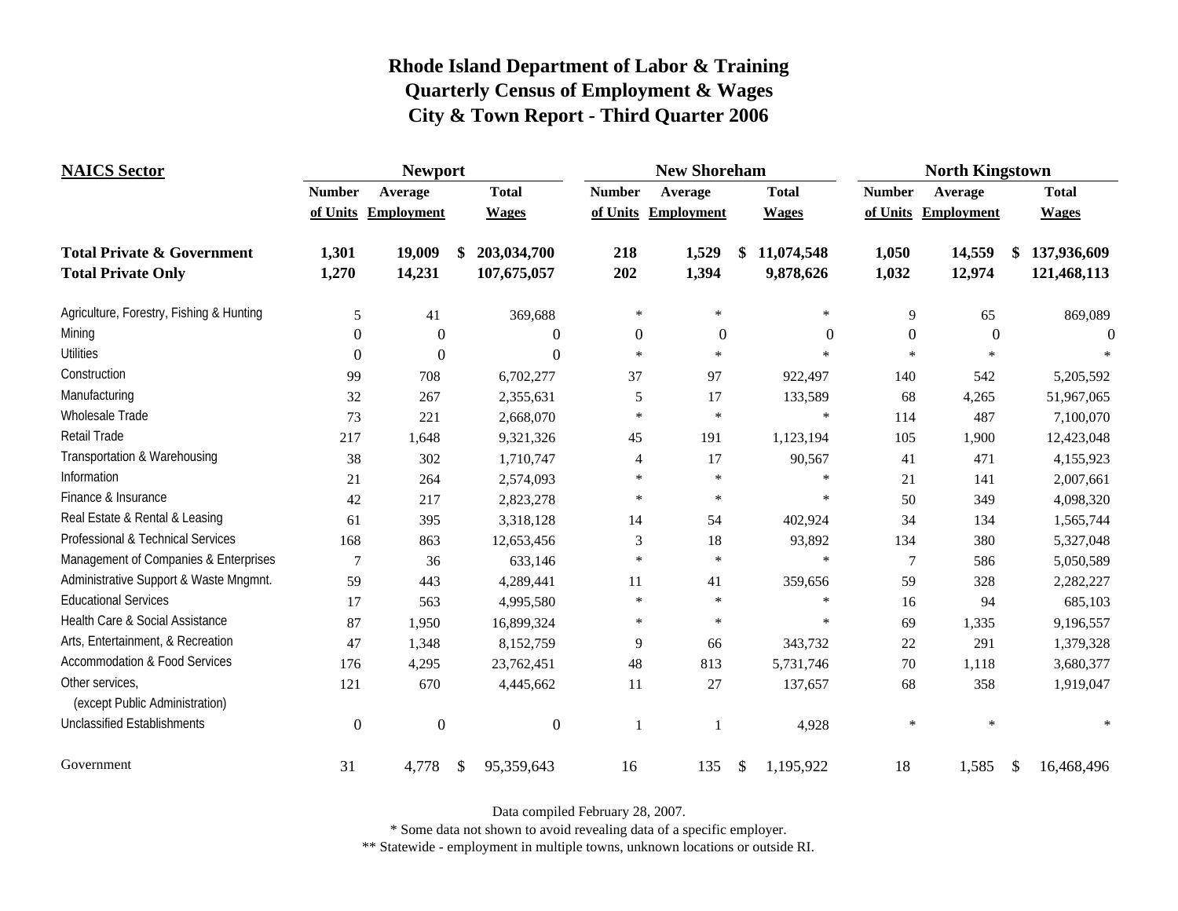# Rhode Island Department of Labor & Training
# Quarterly Census of Employment & Wages
# City & Town Report - Third Quarter 2006

| NAICS Sector | Newport | | | New Shoreham | | | North Kingstown | | |
|---|---|---|---|---|---|---|---|---|---|
| | Number of Units | Average Employment | Total Wages | Number of Units | Average Employment | Total Wages | Number of Units | Average Employment | Total Wages |
| **Total Private & Government** | **1,301** | **19,009** | **$ 203,034,700** | **218** | **1,529** | **$ 11,074,548** | **1,050** | **14,559** | **$ 137,936,609** |
| **Total Private Only** | **1,270** | **14,231** | **107,675,057** | **202** | **1,394** | **9,878,626** | **1,032** | **12,974** | **121,468,113** |
| Agriculture, Forestry, Fishing & Hunting | 5 | 41 | 369,688 | * | * | * | 9 | 65 | 869,089 |
| Mining | 0 | 0 | 0 | 0 | 0 | 0 | 0 | 0 | 0 |
| Utilities | 0 | 0 | 0 | * | * | * | * | * | * |
| Construction | 99 | 708 | 6,702,277 | 37 | 97 | 922,497 | 140 | 542 | 5,205,592 |
| Manufacturing | 32 | 267 | 2,355,631 | 5 | 17 | 133,589 | 68 | 4,265 | 51,967,065 |
| Wholesale Trade | 73 | 221 | 2,668,070 | * | * | * | 114 | 487 | 7,100,070 |
| Retail Trade | 217 | 1,648 | 9,321,326 | 45 | 191 | 1,123,194 | 105 | 1,900 | 12,423,048 |
| Transportation & Warehousing | 38 | 302 | 1,710,747 | 4 | 17 | 90,567 | 41 | 471 | 4,155,923 |
| Information | 21 | 264 | 2,574,093 | * | * | * | 21 | 141 | 2,007,661 |
| Finance & Insurance | 42 | 217 | 2,823,278 | * | * | * | 50 | 349 | 4,098,320 |
| Real Estate & Rental & Leasing | 61 | 395 | 3,318,128 | 14 | 54 | 402,924 | 34 | 134 | 1,565,744 |
| Professional & Technical Services | 168 | 863 | 12,653,456 | 3 | 18 | 93,892 | 134 | 380 | 5,327,048 |
| Management of Companies & Enterprises | 7 | 36 | 633,146 | * | * | * | 7 | 586 | 5,050,589 |
| Administrative Support & Waste Mngmnt. | 59 | 443 | 4,289,441 | 11 | 41 | 359,656 | 59 | 328 | 2,282,227 |
| Educational Services | 17 | 563 | 4,995,580 | * | * | * | 16 | 94 | 685,103 |
| Health Care & Social Assistance | 87 | 1,950 | 16,899,324 | * | * | * | 69 | 1,335 | 9,196,557 |
| Arts, Entertainment, & Recreation | 47 | 1,348 | 8,152,759 | 9 | 66 | 343,732 | 22 | 291 | 1,379,328 |
| Accommodation & Food Services | 176 | 4,295 | 23,762,451 | 48 | 813 | 5,731,746 | 70 | 1,118 | 3,680,377 |
| Other services, (except Public Administration) | 121 | 670 | 4,445,662 | 11 | 27 | 137,657 | 68 | 358 | 1,919,047 |
| Unclassified Establishments | 0 | 0 | 0 | 1 | 1 | 4,928 | * | * | * |
| Government | 31 | 4,778 | $ 95,359,643 | 16 | 135 | $ 1,195,922 | 18 | 1,585 | $ 16,468,496 |

Data compiled February 28, 2007.

* Some data not shown to avoid revealing data of a specific employer.

** Statewide - employment in multiple towns, unknown locations or outside RI.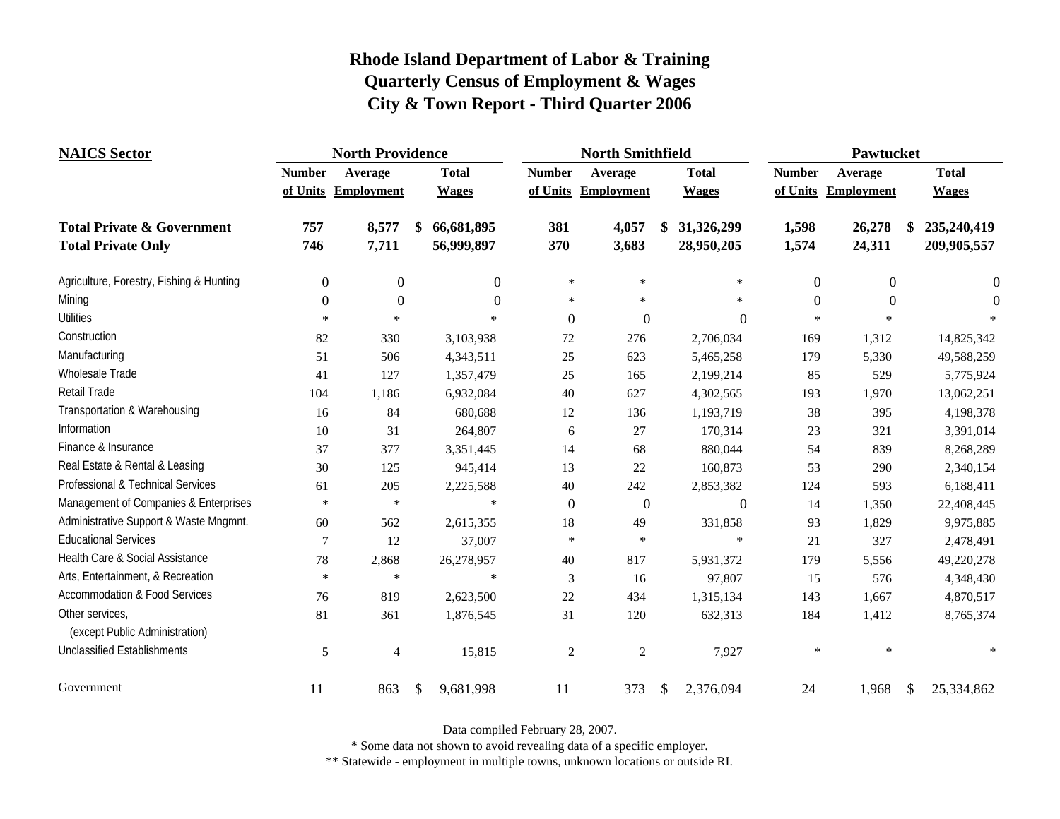# Rhode Island Department of Labor & Training
## Quarterly Census of Employment & Wages
## City & Town Report - Third Quarter 2006

| NAICS Sector | North Providence | | | North Smithfield | | | Pawtucket | | |
|---|---|---|---|---|---|---|---|---|---|
| | Number of Units | Average Employment | Total Wages | Number of Units | Average Employment | Total Wages | Number of Units | Average Employment | Total Wages |
| **Total Private & Government** | **757** | **8,577** | **$ 66,681,895** | **381** | **4,057** | **$ 31,326,299** | **1,598** | **26,278** | **$ 235,240,419** |
| **Total Private Only** | **746** | **7,711** | **56,999,897** | **370** | **3,683** | **28,950,205** | **1,574** | **24,311** | **209,905,557** |
| Agriculture, Forestry, Fishing & Hunting | 0 | 0 | 0 | * | * | * | 0 | 0 | 0 |
| Mining | 0 | 0 | 0 | * | * | * | 0 | 0 | 0 |
| Utilities | * | * | * | 0 | 0 | 0 | * | * | * |
| Construction | 82 | 330 | 3,103,938 | 72 | 276 | 2,706,034 | 169 | 1,312 | 14,825,342 |
| Manufacturing | 51 | 506 | 4,343,511 | 25 | 623 | 5,465,258 | 179 | 5,330 | 49,588,259 |
| Wholesale Trade | 41 | 127 | 1,357,479 | 25 | 165 | 2,199,214 | 85 | 529 | 5,775,924 |
| Retail Trade | 104 | 1,186 | 6,932,084 | 40 | 627 | 4,302,565 | 193 | 1,970 | 13,062,251 |
| Transportation & Warehousing | 16 | 84 | 680,688 | 12 | 136 | 1,193,719 | 38 | 395 | 4,198,378 |
| Information | 10 | 31 | 264,807 | 6 | 27 | 170,314 | 23 | 321 | 3,391,014 |
| Finance & Insurance | 37 | 377 | 3,351,445 | 14 | 68 | 880,044 | 54 | 839 | 8,268,289 |
| Real Estate & Rental & Leasing | 30 | 125 | 945,414 | 13 | 22 | 160,873 | 53 | 290 | 2,340,154 |
| Professional & Technical Services | 61 | 205 | 2,225,588 | 40 | 242 | 2,853,382 | 124 | 593 | 6,188,411 |
| Management of Companies & Enterprises | * | * | * | 0 | 0 | 0 | 14 | 1,350 | 22,408,445 |
| Administrative Support & Waste Mngmnt. | 60 | 562 | 2,615,355 | 18 | 49 | 331,858 | 93 | 1,829 | 9,975,885 |
| Educational Services | 7 | 12 | 37,007 | * | * | * | 21 | 327 | 2,478,491 |
| Health Care & Social Assistance | 78 | 2,868 | 26,278,957 | 40 | 817 | 5,931,372 | 179 | 5,556 | 49,220,278 |
| Arts, Entertainment, & Recreation | * | * | * | 3 | 16 | 97,807 | 15 | 576 | 4,348,430 |
| Accommodation & Food Services | 76 | 819 | 2,623,500 | 22 | 434 | 1,315,134 | 143 | 1,667 | 4,870,517 |
| Other services, (except Public Administration) | 81 | 361 | 1,876,545 | 31 | 120 | 632,313 | 184 | 1,412 | 8,765,374 |
| Unclassified Establishments | 5 | 4 | 15,815 | 2 | 2 | 7,927 | * | * | * |
| Government | 11 | 863 | $ 9,681,998 | 11 | 373 | $ 2,376,094 | 24 | 1,968 | $ 25,334,862 |

Data compiled February 28, 2007.

* Some data not shown to avoid revealing data of a specific employer.

** Statewide - employment in multiple towns, unknown locations or outside RI.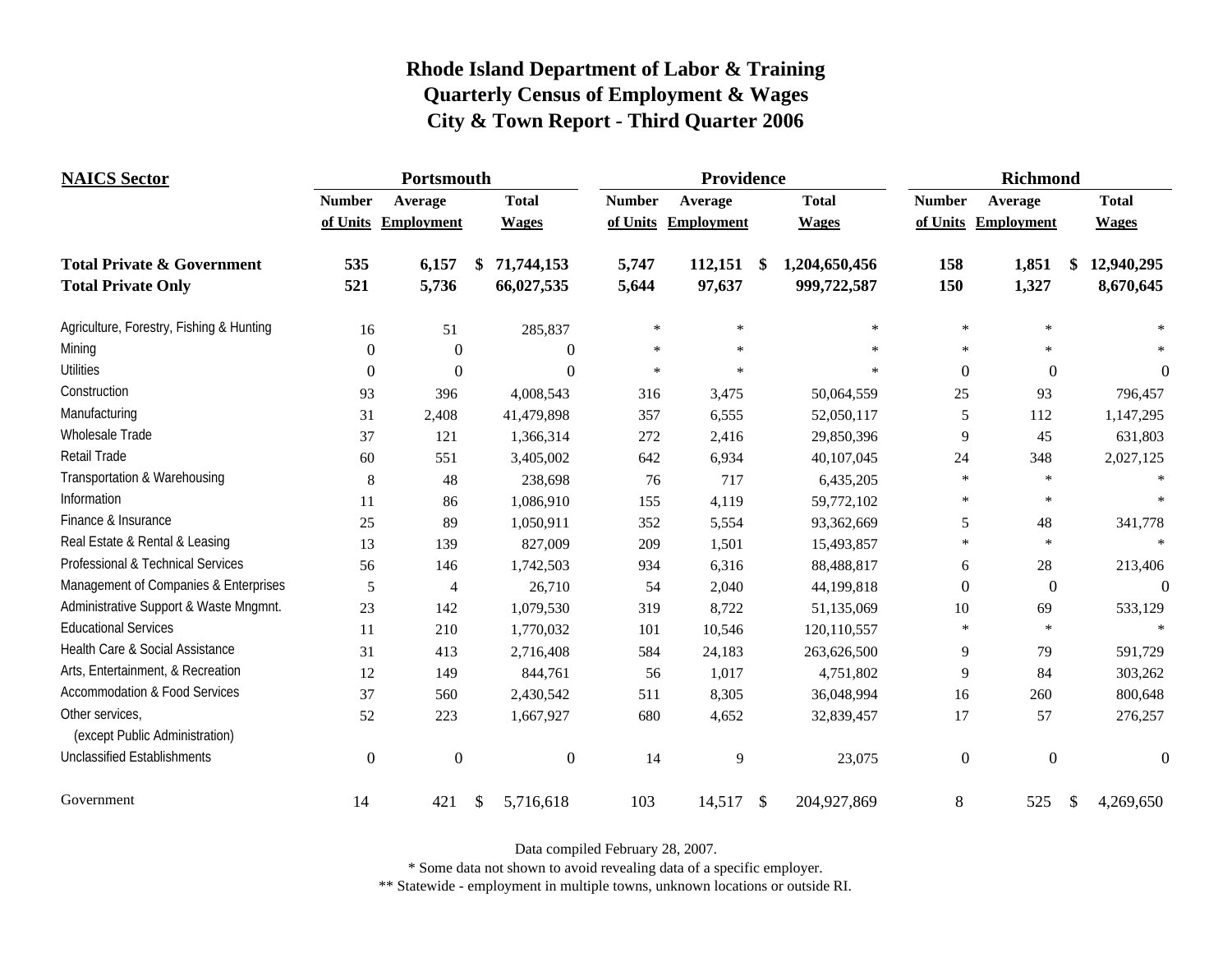# Rhode Island Department of Labor & Training
## Quarterly Census of Employment & Wages
## City & Town Report - Third Quarter 2006

| NAICS Sector | Portsmouth | | | Providence | | | Richmond | | |
|---|---|---|---|---|---|---|---|---|---|
| | Number of Units | Average Employment | Total Wages | Number of Units | Average Employment | Total Wages | Number of Units | Average Employment | Total Wages |
| **Total Private & Government** | **535** | **6,157** | **$ 71,744,153** | **5,747** | **112,151** | **$ 1,204,650,456** | **158** | **1,851** | **$ 12,940,295** |
| **Total Private Only** | **521** | **5,736** | **66,027,535** | **5,644** | **97,637** | **999,722,587** | **150** | **1,327** | **8,670,645** |
| Agriculture, Forestry, Fishing & Hunting | 16 | 51 | 285,837 | * | * | * | * | * | * |
| Mining | 0 | 0 | 0 | * | * | * | * | * | * |
| Utilities | 0 | 0 | 0 | * | * | * | 0 | 0 | 0 |
| Construction | 93 | 396 | 4,008,543 | 316 | 3,475 | 50,064,559 | 25 | 93 | 796,457 |
| Manufacturing | 31 | 2,408 | 41,479,898 | 357 | 6,555 | 52,050,117 | 5 | 112 | 1,147,295 |
| Wholesale Trade | 37 | 121 | 1,366,314 | 272 | 2,416 | 29,850,396 | 9 | 45 | 631,803 |
| Retail Trade | 60 | 551 | 3,405,002 | 642 | 6,934 | 40,107,045 | 24 | 348 | 2,027,125 |
| Transportation & Warehousing | 8 | 48 | 238,698 | 76 | 717 | 6,435,205 | * | * | * |
| Information | 11 | 86 | 1,086,910 | 155 | 4,119 | 59,772,102 | * | * | * |
| Finance & Insurance | 25 | 89 | 1,050,911 | 352 | 5,554 | 93,362,669 | 5 | 48 | 341,778 |
| Real Estate & Rental & Leasing | 13 | 139 | 827,009 | 209 | 1,501 | 15,493,857 | * | * | * |
| Professional & Technical Services | 56 | 146 | 1,742,503 | 934 | 6,316 | 88,488,817 | 6 | 28 | 213,406 |
| Management of Companies & Enterprises | 5 | 4 | 26,710 | 54 | 2,040 | 44,199,818 | 0 | 0 | 0 |
| Administrative Support & Waste Mngmnt. | 23 | 142 | 1,079,530 | 319 | 8,722 | 51,135,069 | 10 | 69 | 533,129 |
| Educational Services | 11 | 210 | 1,770,032 | 101 | 10,546 | 120,110,557 | * | * | * |
| Health Care & Social Assistance | 31 | 413 | 2,716,408 | 584 | 24,183 | 263,626,500 | 9 | 79 | 591,729 |
| Arts, Entertainment, & Recreation | 12 | 149 | 844,761 | 56 | 1,017 | 4,751,802 | 9 | 84 | 303,262 |
| Accommodation & Food Services | 37 | 560 | 2,430,542 | 511 | 8,305 | 36,048,994 | 16 | 260 | 800,648 |
| Other services, (except Public Administration) | 52 | 223 | 1,667,927 | 680 | 4,652 | 32,839,457 | 17 | 57 | 276,257 |
| Unclassified Establishments | 0 | 0 | 0 | 14 | 9 | 23,075 | 0 | 0 | 0 |
| Government | 14 | 421 | $ 5,716,618 | 103 | 14,517 | $ 204,927,869 | 8 | 525 | $ 4,269,650 |

Data compiled February 28, 2007.

* Some data not shown to avoid revealing data of a specific employer.

** Statewide - employment in multiple towns, unknown locations or outside RI.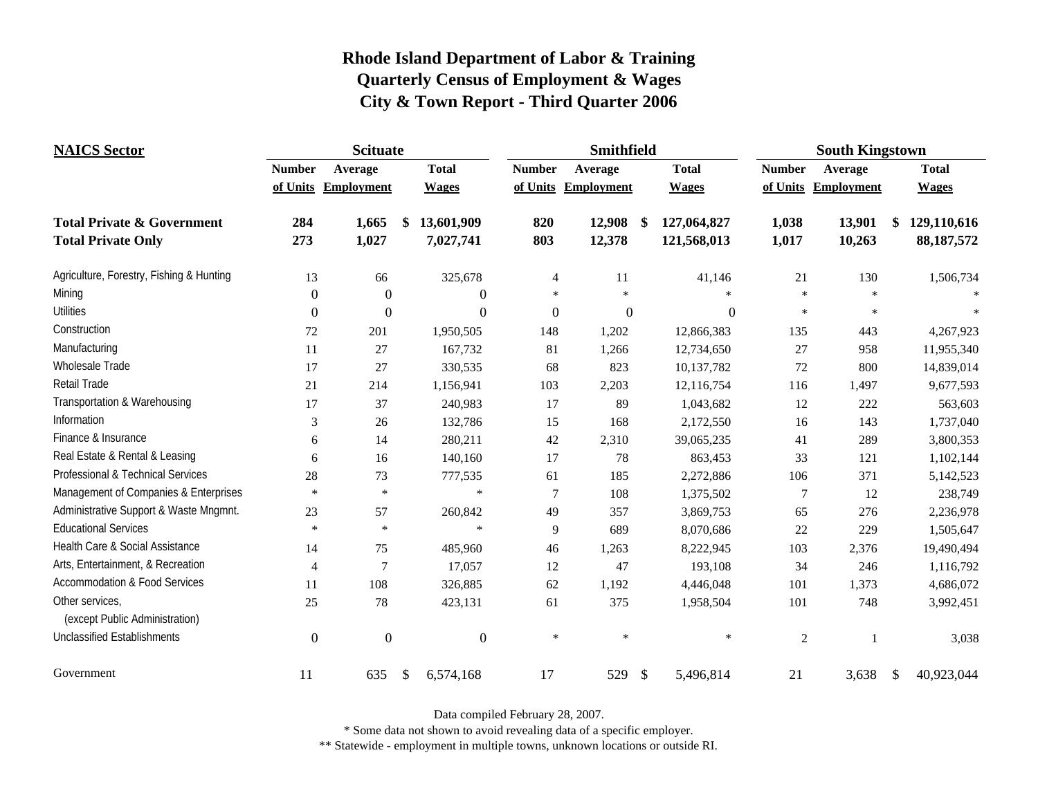# Rhode Island Department of Labor & Training
## Quarterly Census of Employment & Wages
## City & Town Report - Third Quarter 2006

| NAICS Sector | Scituate | | | Smithfield | | | South Kingstown | | |
|---|---|---|---|---|---|---|---|---|---|
| | Number of Units | Average Employment | Total Wages | Number of Units | Average Employment | Total Wages | Number of Units | Average Employment | Total Wages |
| **Total Private & Government** | **284** | **1,665** | **$ 13,601,909** | **820** | **12,908** | **$ 127,064,827** | **1,038** | **13,901** | **$ 129,110,616** |
| **Total Private Only** | **273** | **1,027** | **7,027,741** | **803** | **12,378** | **121,568,013** | **1,017** | **10,263** | **88,187,572** |
| Agriculture, Forestry, Fishing & Hunting | 13 | 66 | 325,678 | 4 | 11 | 41,146 | 21 | 130 | 1,506,734 |
| Mining | 0 | 0 | 0 | * | * | * | * | * | * |
| Utilities | 0 | 0 | 0 | 0 | 0 | 0 | * | * | * |
| Construction | 72 | 201 | 1,950,505 | 148 | 1,202 | 12,866,383 | 135 | 443 | 4,267,923 |
| Manufacturing | 11 | 27 | 167,732 | 81 | 1,266 | 12,734,650 | 27 | 958 | 11,955,340 |
| Wholesale Trade | 17 | 27 | 330,535 | 68 | 823 | 10,137,782 | 72 | 800 | 14,839,014 |
| Retail Trade | 21 | 214 | 1,156,941 | 103 | 2,203 | 12,116,754 | 116 | 1,497 | 9,677,593 |
| Transportation & Warehousing | 17 | 37 | 240,983 | 17 | 89 | 1,043,682 | 12 | 222 | 563,603 |
| Information | 3 | 26 | 132,786 | 15 | 168 | 2,172,550 | 16 | 143 | 1,737,040 |
| Finance & Insurance | 6 | 14 | 280,211 | 42 | 2,310 | 39,065,235 | 41 | 289 | 3,800,353 |
| Real Estate & Rental & Leasing | 6 | 16 | 140,160 | 17 | 78 | 863,453 | 33 | 121 | 1,102,144 |
| Professional & Technical Services | 28 | 73 | 777,535 | 61 | 185 | 2,272,886 | 106 | 371 | 5,142,523 |
| Management of Companies & Enterprises | * | * | * | 7 | 108 | 1,375,502 | 7 | 12 | 238,749 |
| Administrative Support & Waste Mngmnt. | 23 | 57 | 260,842 | 49 | 357 | 3,869,753 | 65 | 276 | 2,236,978 |
| Educational Services | * | * | * | 9 | 689 | 8,070,686 | 22 | 229 | 1,505,647 |
| Health Care & Social Assistance | 14 | 75 | 485,960 | 46 | 1,263 | 8,222,945 | 103 | 2,376 | 19,490,494 |
| Arts, Entertainment, & Recreation | 4 | 7 | 17,057 | 12 | 47 | 193,108 | 34 | 246 | 1,116,792 |
| Accommodation & Food Services | 11 | 108 | 326,885 | 62 | 1,192 | 4,446,048 | 101 | 1,373 | 4,686,072 |
| Other services, (except Public Administration) | 25 | 78 | 423,131 | 61 | 375 | 1,958,504 | 101 | 748 | 3,992,451 |
| Unclassified Establishments | 0 | 0 | 0 | * | * | * | 2 | 1 | 3,038 |
| Government | 11 | 635 | $ 6,574,168 | 17 | 529 | $ 5,496,814 | 21 | 3,638 | $ 40,923,044 |

Data compiled February 28, 2007.

\* Some data not shown to avoid revealing data of a specific employer.

\*\* Statewide - employment in multiple towns, unknown locations or outside RI.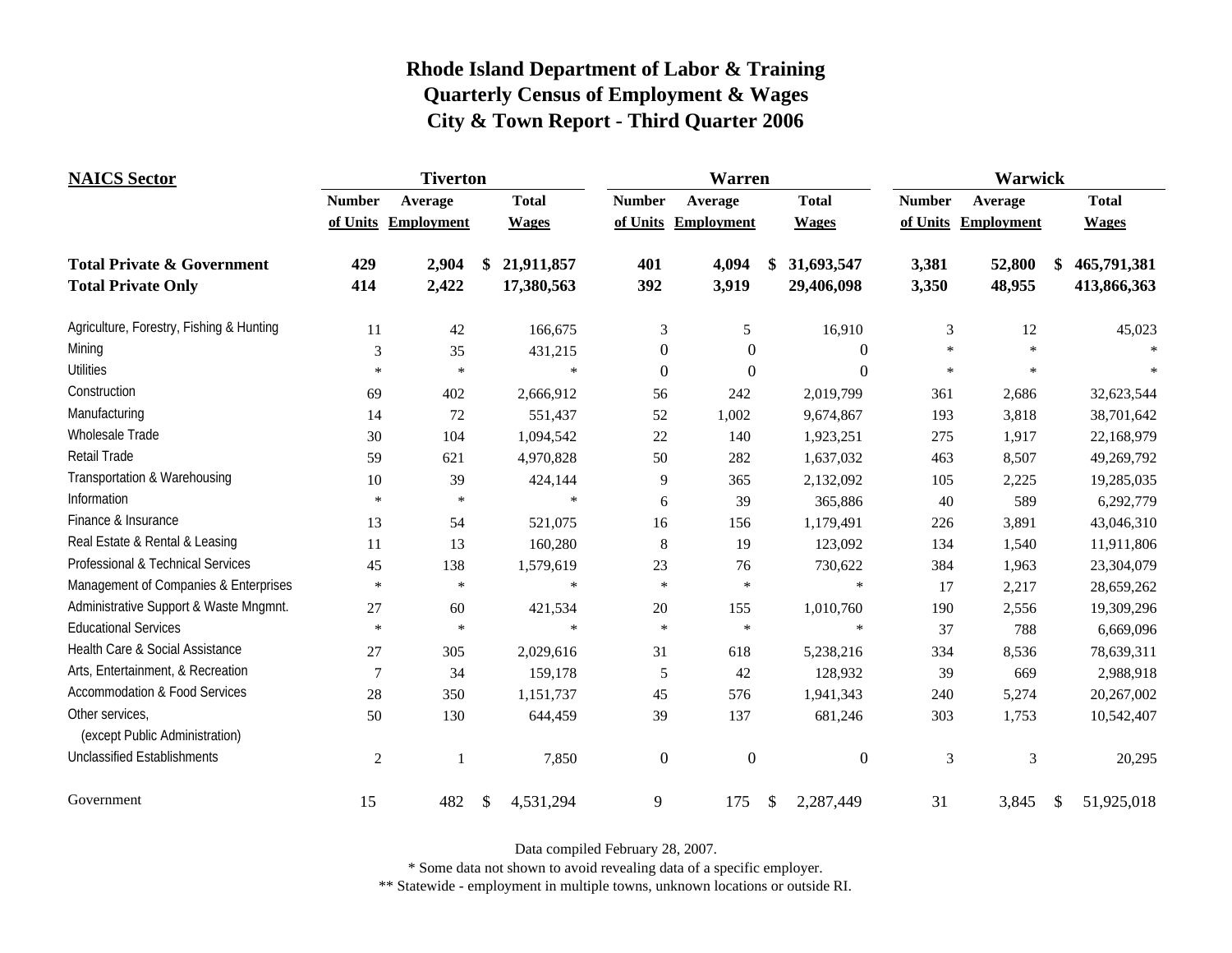# Rhode Island Department of Labor & Training
# Quarterly Census of Employment & Wages
# City & Town Report - Third Quarter 2006

| NAICS Sector | Tiverton | | | Warren | | | Warwick | | |
|---|---|---|---|---|---|---|---|---|---|
| | Number of Units | Average Employment | Total Wages | Number of Units | Average Employment | Total Wages | Number of Units | Average Employment | Total Wages |
| **Total Private & Government** | **429** | **2,904** | **$ 21,911,857** | **401** | **4,094** | **$ 31,693,547** | **3,381** | **52,800** | **$ 465,791,381** |
| **Total Private Only** | **414** | **2,422** | **17,380,563** | **392** | **3,919** | **29,406,098** | **3,350** | **48,955** | **413,866,363** |
| Agriculture, Forestry, Fishing & Hunting | 11 | 42 | 166,675 | 3 | 5 | 16,910 | 3 | 12 | 45,023 |
| Mining | 3 | 35 | 431,215 | 0 | 0 | 0 | * | * | * |
| Utilities | * | * | * | 0 | 0 | 0 | * | * | * |
| Construction | 69 | 402 | 2,666,912 | 56 | 242 | 2,019,799 | 361 | 2,686 | 32,623,544 |
| Manufacturing | 14 | 72 | 551,437 | 52 | 1,002 | 9,674,867 | 193 | 3,818 | 38,701,642 |
| Wholesale Trade | 30 | 104 | 1,094,542 | 22 | 140 | 1,923,251 | 275 | 1,917 | 22,168,979 |
| Retail Trade | 59 | 621 | 4,970,828 | 50 | 282 | 1,637,032 | 463 | 8,507 | 49,269,792 |
| Transportation & Warehousing | 10 | 39 | 424,144 | 9 | 365 | 2,132,092 | 105 | 2,225 | 19,285,035 |
| Information | * | * | * | 6 | 39 | 365,886 | 40 | 589 | 6,292,779 |
| Finance & Insurance | 13 | 54 | 521,075 | 16 | 156 | 1,179,491 | 226 | 3,891 | 43,046,310 |
| Real Estate & Rental & Leasing | 11 | 13 | 160,280 | 8 | 19 | 123,092 | 134 | 1,540 | 11,911,806 |
| Professional & Technical Services | 45 | 138 | 1,579,619 | 23 | 76 | 730,622 | 384 | 1,963 | 23,304,079 |
| Management of Companies & Enterprises | * | * | * | * | * | * | 17 | 2,217 | 28,659,262 |
| Administrative Support & Waste Mngmnt. | 27 | 60 | 421,534 | 20 | 155 | 1,010,760 | 190 | 2,556 | 19,309,296 |
| Educational Services | * | * | * | * | * | * | 37 | 788 | 6,669,096 |
| Health Care & Social Assistance | 27 | 305 | 2,029,616 | 31 | 618 | 5,238,216 | 334 | 8,536 | 78,639,311 |
| Arts, Entertainment, & Recreation | 7 | 34 | 159,178 | 5 | 42 | 128,932 | 39 | 669 | 2,988,918 |
| Accommodation & Food Services | 28 | 350 | 1,151,737 | 45 | 576 | 1,941,343 | 240 | 5,274 | 20,267,002 |
| Other services, (except Public Administration) | 50 | 130 | 644,459 | 39 | 137 | 681,246 | 303 | 1,753 | 10,542,407 |
| Unclassified Establishments | 2 | 1 | 7,850 | 0 | 0 | 0 | 3 | 3 | 20,295 |
| Government | 15 | 482 | $ 4,531,294 | 9 | 175 | $ 2,287,449 | 31 | 3,845 | $ 51,925,018 |

Data compiled February 28, 2007.

\* Some data not shown to avoid revealing data of a specific employer.

\*\* Statewide - employment in multiple towns, unknown locations or outside RI.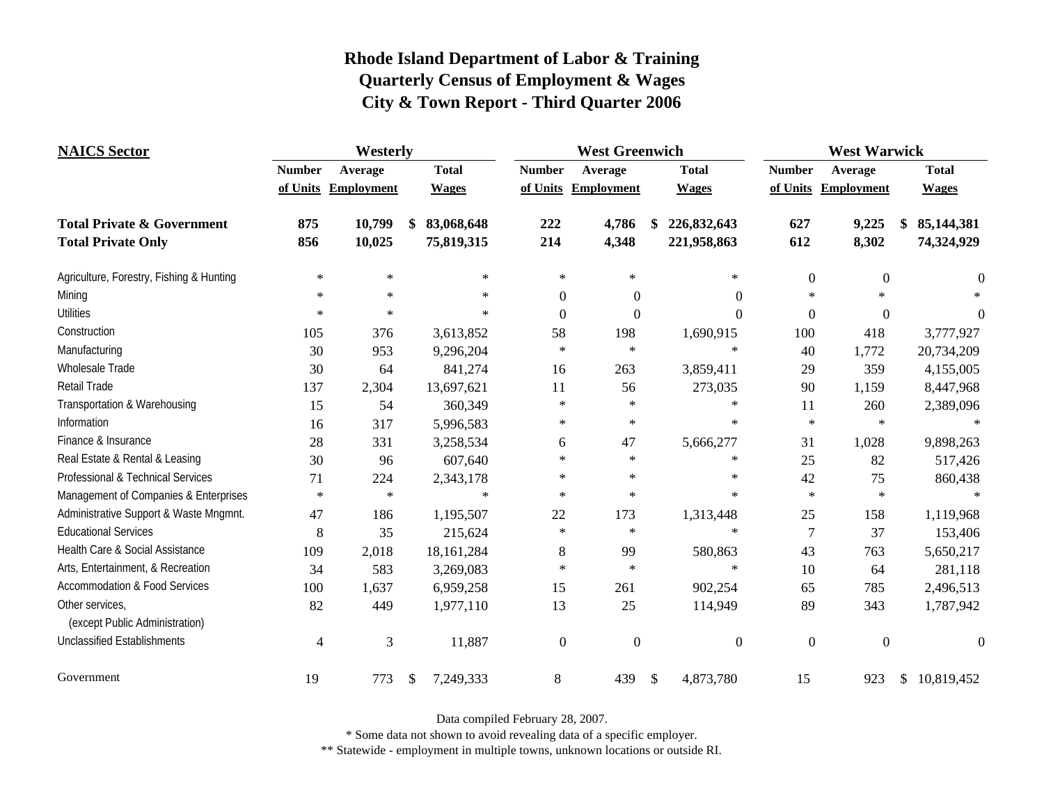# Rhode Island Department of Labor & Training
## Quarterly Census of Employment & Wages
## City & Town Report - Third Quarter 2006

| NAICS Sector | Westerly | | | West Greenwich | | | West Warwick | | |
|---|---|---|---|---|---|---|---|---|---|
| | Number of Units | Average Employment | Total Wages | Number of Units | Average Employment | Total Wages | Number of Units | Average Employment | Total Wages |
| **Total Private & Government** | **875** | **10,799** | **$ 83,068,648** | **222** | **4,786** | **$ 226,832,643** | **627** | **9,225** | **$ 85,144,381** |
| **Total Private Only** | **856** | **10,025** | **75,819,315** | **214** | **4,348** | **221,958,863** | **612** | **8,302** | **74,324,929** |
| Agriculture, Forestry, Fishing & Hunting | * | * | * | * | * | * | 0 | 0 | 0 |
| Mining | * | * | * | 0 | 0 | 0 | * | * | * |
| Utilities | * | * | * | 0 | 0 | 0 | 0 | 0 | 0 |
| Construction | 105 | 376 | 3,613,852 | 58 | 198 | 1,690,915 | 100 | 418 | 3,777,927 |
| Manufacturing | 30 | 953 | 9,296,204 | * | * | * | 40 | 1,772 | 20,734,209 |
| Wholesale Trade | 30 | 64 | 841,274 | 16 | 263 | 3,859,411 | 29 | 359 | 4,155,005 |
| Retail Trade | 137 | 2,304 | 13,697,621 | 11 | 56 | 273,035 | 90 | 1,159 | 8,447,968 |
| Transportation & Warehousing | 15 | 54 | 360,349 | * | * | * | 11 | 260 | 2,389,096 |
| Information | 16 | 317 | 5,996,583 | * | * | * | * | * | * |
| Finance & Insurance | 28 | 331 | 3,258,534 | 6 | 47 | 5,666,277 | 31 | 1,028 | 9,898,263 |
| Real Estate & Rental & Leasing | 30 | 96 | 607,640 | * | * | * | 25 | 82 | 517,426 |
| Professional & Technical Services | 71 | 224 | 2,343,178 | * | * | * | 42 | 75 | 860,438 |
| Management of Companies & Enterprises | * | * | * | * | * | * | * | * | * |
| Administrative Support & Waste Mngmnt. | 47 | 186 | 1,195,507 | 22 | 173 | 1,313,448 | 25 | 158 | 1,119,968 |
| Educational Services | 8 | 35 | 215,624 | * | * | * | 7 | 37 | 153,406 |
| Health Care & Social Assistance | 109 | 2,018 | 18,161,284 | 8 | 99 | 580,863 | 43 | 763 | 5,650,217 |
| Arts, Entertainment, & Recreation | 34 | 583 | 3,269,083 | * | * | * | 10 | 64 | 281,118 |
| Accommodation & Food Services | 100 | 1,637 | 6,959,258 | 15 | 261 | 902,254 | 65 | 785 | 2,496,513 |
| Other services, (except Public Administration) | 82 | 449 | 1,977,110 | 13 | 25 | 114,949 | 89 | 343 | 1,787,942 |
| Unclassified Establishments | 4 | 3 | 11,887 | 0 | 0 | 0 | 0 | 0 | 0 |
| Government | 19 | 773 | $ 7,249,333 | 8 | 439 | $ 4,873,780 | 15 | 923 | $ 10,819,452 |

Data compiled February 28, 2007.

* Some data not shown to avoid revealing data of a specific employer.

** Statewide - employment in multiple towns, unknown locations or outside RI.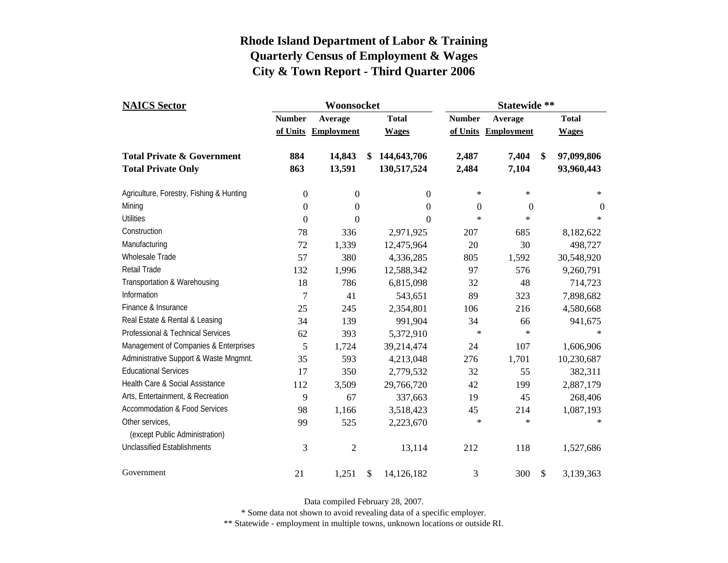# Rhode Island Department of Labor & Training
## Quarterly Census of Employment & Wages
## City & Town Report - Third Quarter 2006

| NAICS Sector | Woonsocket | | | Statewide ** | | |
|---|---|---|---|---|---|---|
| | Number of Units | Average Employment | Total Wages | Number of Units | Average Employment | Total Wages |
| **Total Private & Government** | **884** | **14,843** | **$ 144,643,706** | **2,487** | **7,404** | **$ 97,099,806** |
| **Total Private Only** | **863** | **13,591** | **130,517,524** | **2,484** | **7,104** | **93,960,443** |
| Agriculture, Forestry, Fishing & Hunting | 0 | 0 | 0 | * | * | * |
| Mining | 0 | 0 | 0 | 0 | 0 | 0 |
| Utilities | 0 | 0 | 0 | * | * | * |
| Construction | 78 | 336 | 2,971,925 | 207 | 685 | 8,182,622 |
| Manufacturing | 72 | 1,339 | 12,475,964 | 20 | 30 | 498,727 |
| Wholesale Trade | 57 | 380 | 4,336,285 | 805 | 1,592 | 30,548,920 |
| Retail Trade | 132 | 1,996 | 12,588,342 | 97 | 576 | 9,260,791 |
| Transportation & Warehousing | 18 | 786 | 6,815,098 | 32 | 48 | 714,723 |
| Information | 7 | 41 | 543,651 | 89 | 323 | 7,898,682 |
| Finance & Insurance | 25 | 245 | 2,354,801 | 106 | 216 | 4,580,668 |
| Real Estate & Rental & Leasing | 34 | 139 | 991,904 | 34 | 66 | 941,675 |
| Professional & Technical Services | 62 | 393 | 5,372,910 | * | * | * |
| Management of Companies & Enterprises | 5 | 1,724 | 39,214,474 | 24 | 107 | 1,606,906 |
| Administrative Support & Waste Mngmnt. | 35 | 593 | 4,213,048 | 276 | 1,701 | 10,230,687 |
| Educational Services | 17 | 350 | 2,779,532 | 32 | 55 | 382,311 |
| Health Care & Social Assistance | 112 | 3,509 | 29,766,720 | 42 | 199 | 2,887,179 |
| Arts, Entertainment, & Recreation | 9 | 67 | 337,663 | 19 | 45 | 268,406 |
| Accommodation & Food Services | 98 | 1,166 | 3,518,423 | 45 | 214 | 1,087,193 |
| Other services, (except Public Administration) | 99 | 525 | 2,223,670 | * | * | * |
| Unclassified Establishments | 3 | 2 | 13,114 | 212 | 118 | 1,527,686 |
| Government | 21 | 1,251 | $ 14,126,182 | 3 | 300 | $ 3,139,363 |

Data compiled February 28, 2007.

* Some data not shown to avoid revealing data of a specific employer.

** Statewide - employment in multiple towns, unknown locations or outside RI.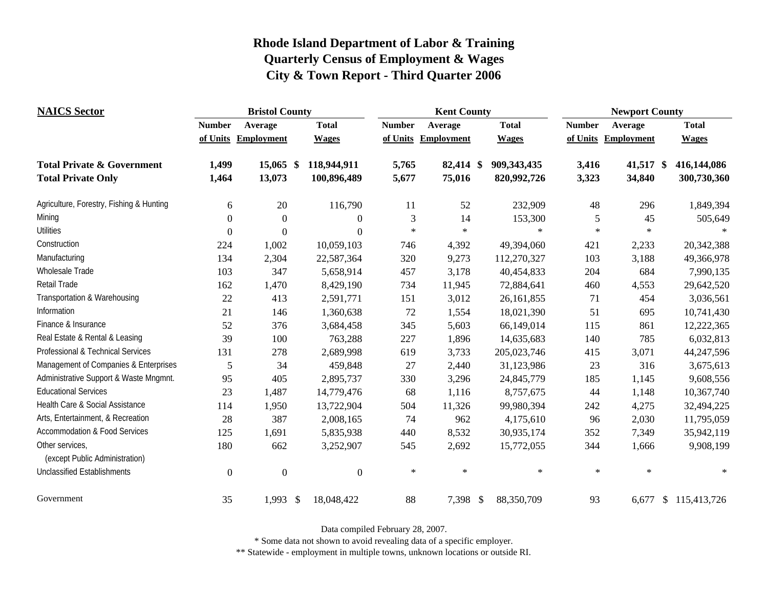# Rhode Island Department of Labor & Training
# Quarterly Census of Employment & Wages
# City & Town Report - Third Quarter 2006

| NAICS Sector | Bristol County | | | Kent County | | | Newport County | | |
|---|---|---|---|---|---|---|---|---|---|
| | Number of Units | Average Employment | Total Wages | Number of Units | Average Employment | Total Wages | Number of Units | Average Employment | Total Wages |
| **Total Private & Government** | **1,499** | **15,065** | **$ 118,944,911** | **5,765** | **82,414** | **$ 909,343,435** | **3,416** | **41,517** | **$ 416,144,086** |
| **Total Private Only** | **1,464** | **13,073** | **100,896,489** | **5,677** | **75,016** | **820,992,726** | **3,323** | **34,840** | **300,730,360** |
| Agriculture, Forestry, Fishing & Hunting | 6 | 20 | 116,790 | 11 | 52 | 232,909 | 48 | 296 | 1,849,394 |
| Mining | 0 | 0 | 0 | 3 | 14 | 153,300 | 5 | 45 | 505,649 |
| Utilities | 0 | 0 | 0 | * | * | * | * | * | * |
| Construction | 224 | 1,002 | 10,059,103 | 746 | 4,392 | 49,394,060 | 421 | 2,233 | 20,342,388 |
| Manufacturing | 134 | 2,304 | 22,587,364 | 320 | 9,273 | 112,270,327 | 103 | 3,188 | 49,366,978 |
| Wholesale Trade | 103 | 347 | 5,658,914 | 457 | 3,178 | 40,454,833 | 204 | 684 | 7,990,135 |
| Retail Trade | 162 | 1,470 | 8,429,190 | 734 | 11,945 | 72,884,641 | 460 | 4,553 | 29,642,520 |
| Transportation & Warehousing | 22 | 413 | 2,591,771 | 151 | 3,012 | 26,161,855 | 71 | 454 | 3,036,561 |
| Information | 21 | 146 | 1,360,638 | 72 | 1,554 | 18,021,390 | 51 | 695 | 10,741,430 |
| Finance & Insurance | 52 | 376 | 3,684,458 | 345 | 5,603 | 66,149,014 | 115 | 861 | 12,222,365 |
| Real Estate & Rental & Leasing | 39 | 100 | 763,288 | 227 | 1,896 | 14,635,683 | 140 | 785 | 6,032,813 |
| Professional & Technical Services | 131 | 278 | 2,689,998 | 619 | 3,733 | 205,023,746 | 415 | 3,071 | 44,247,596 |
| Management of Companies & Enterprises | 5 | 34 | 459,848 | 27 | 2,440 | 31,123,986 | 23 | 316 | 3,675,613 |
| Administrative Support & Waste Mngmnt. | 95 | 405 | 2,895,737 | 330 | 3,296 | 24,845,779 | 185 | 1,145 | 9,608,556 |
| Educational Services | 23 | 1,487 | 14,779,476 | 68 | 1,116 | 8,757,675 | 44 | 1,148 | 10,367,740 |
| Health Care & Social Assistance | 114 | 1,950 | 13,722,904 | 504 | 11,326 | 99,980,394 | 242 | 4,275 | 32,494,225 |
| Arts, Entertainment, & Recreation | 28 | 387 | 2,008,165 | 74 | 962 | 4,175,610 | 96 | 2,030 | 11,795,059 |
| Accommodation & Food Services | 125 | 1,691 | 5,835,938 | 440 | 8,532 | 30,935,174 | 352 | 7,349 | 35,942,119 |
| Other services, (except Public Administration) | 180 | 662 | 3,252,907 | 545 | 2,692 | 15,772,055 | 344 | 1,666 | 9,908,199 |
| Unclassified Establishments | 0 | 0 | 0 | * | * | * | * | * | * |
| Government | 35 | 1,993 | $ 18,048,422 | 88 | 7,398 | $ 88,350,709 | 93 | 6,677 | $ 115,413,726 |

Data compiled February 28, 2007.

\* Some data not shown to avoid revealing data of a specific employer.

\*\* Statewide - employment in multiple towns, unknown locations or outside RI.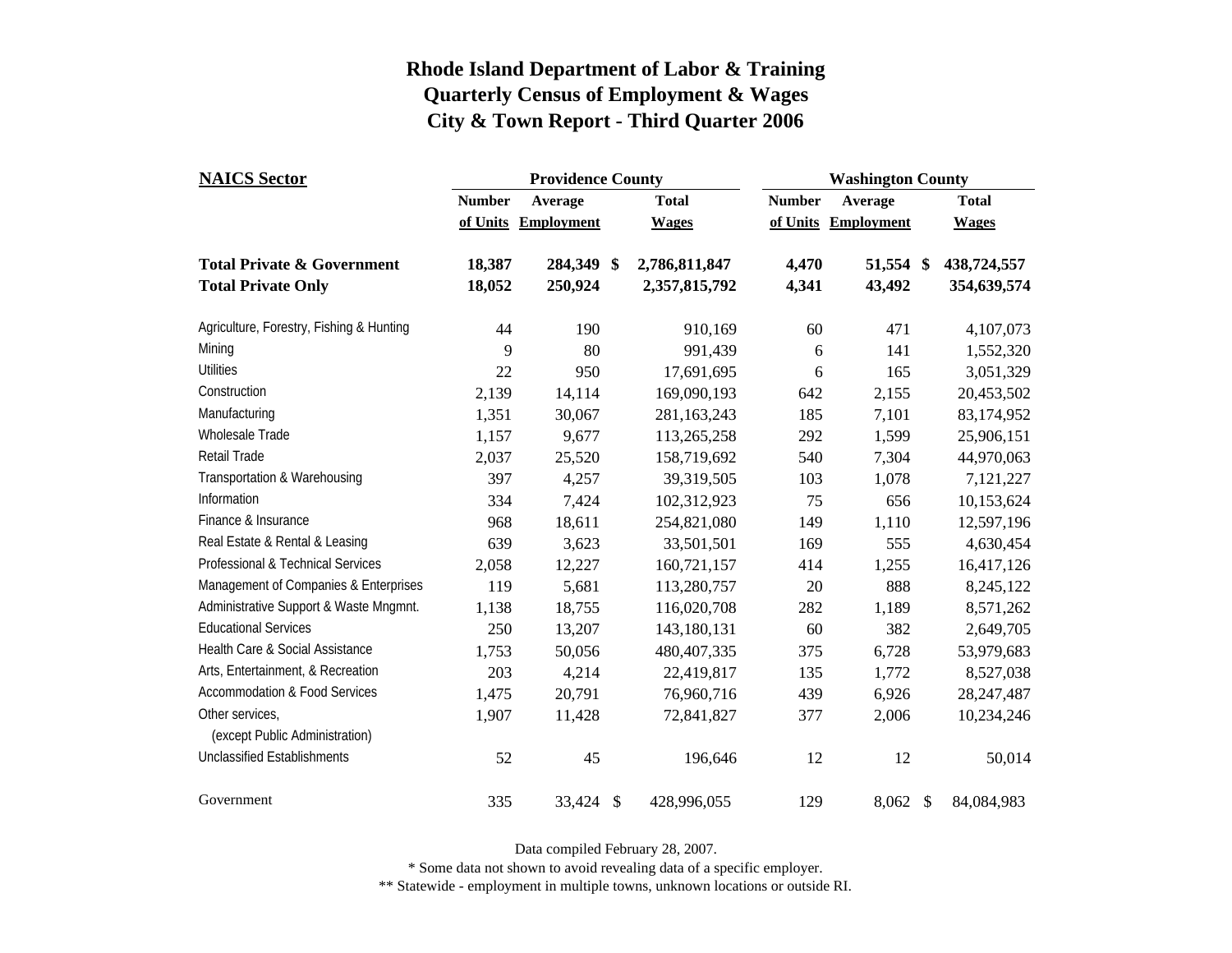# Rhode Island Department of Labor & Training
# Quarterly Census of Employment & Wages
# City & Town Report - Third Quarter 2006

| NAICS Sector | Providence County | | | Washington County | | |
|---|---|---|---|---|---|---|
| | Number of Units | Average Employment | Total Wages | Number of Units | Average Employment | Total Wages |
| **Total Private & Government** | **18,387** | **284,349** | **$ 2,786,811,847** | **4,470** | **51,554** | **$ 438,724,557** |
| **Total Private Only** | **18,052** | **250,924** | **2,357,815,792** | **4,341** | **43,492** | **354,639,574** |
| Agriculture, Forestry, Fishing & Hunting | 44 | 190 | 910,169 | 60 | 471 | 4,107,073 |
| Mining | 9 | 80 | 991,439 | 6 | 141 | 1,552,320 |
| Utilities | 22 | 950 | 17,691,695 | 6 | 165 | 3,051,329 |
| Construction | 2,139 | 14,114 | 169,090,193 | 642 | 2,155 | 20,453,502 |
| Manufacturing | 1,351 | 30,067 | 281,163,243 | 185 | 7,101 | 83,174,952 |
| Wholesale Trade | 1,157 | 9,677 | 113,265,258 | 292 | 1,599 | 25,906,151 |
| Retail Trade | 2,037 | 25,520 | 158,719,692 | 540 | 7,304 | 44,970,063 |
| Transportation & Warehousing | 397 | 4,257 | 39,319,505 | 103 | 1,078 | 7,121,227 |
| Information | 334 | 7,424 | 102,312,923 | 75 | 656 | 10,153,624 |
| Finance & Insurance | 968 | 18,611 | 254,821,080 | 149 | 1,110 | 12,597,196 |
| Real Estate & Rental & Leasing | 639 | 3,623 | 33,501,501 | 169 | 555 | 4,630,454 |
| Professional & Technical Services | 2,058 | 12,227 | 160,721,157 | 414 | 1,255 | 16,417,126 |
| Management of Companies & Enterprises | 119 | 5,681 | 113,280,757 | 20 | 888 | 8,245,122 |
| Administrative Support & Waste Mngmnt. | 1,138 | 18,755 | 116,020,708 | 282 | 1,189 | 8,571,262 |
| Educational Services | 250 | 13,207 | 143,180,131 | 60 | 382 | 2,649,705 |
| Health Care & Social Assistance | 1,753 | 50,056 | 480,407,335 | 375 | 6,728 | 53,979,683 |
| Arts, Entertainment, & Recreation | 203 | 4,214 | 22,419,817 | 135 | 1,772 | 8,527,038 |
| Accommodation & Food Services | 1,475 | 20,791 | 76,960,716 | 439 | 6,926 | 28,247,487 |
| Other services, (except Public Administration) | 1,907 | 11,428 | 72,841,827 | 377 | 2,006 | 10,234,246 |
| Unclassified Establishments | 52 | 45 | 196,646 | 12 | 12 | 50,014 |
| Government | 335 | 33,424 | $ 428,996,055 | 129 | 8,062 | $ 84,084,983 |

Data compiled February 28, 2007.

* Some data not shown to avoid revealing data of a specific employer.

** Statewide - employment in multiple towns, unknown locations or outside RI.